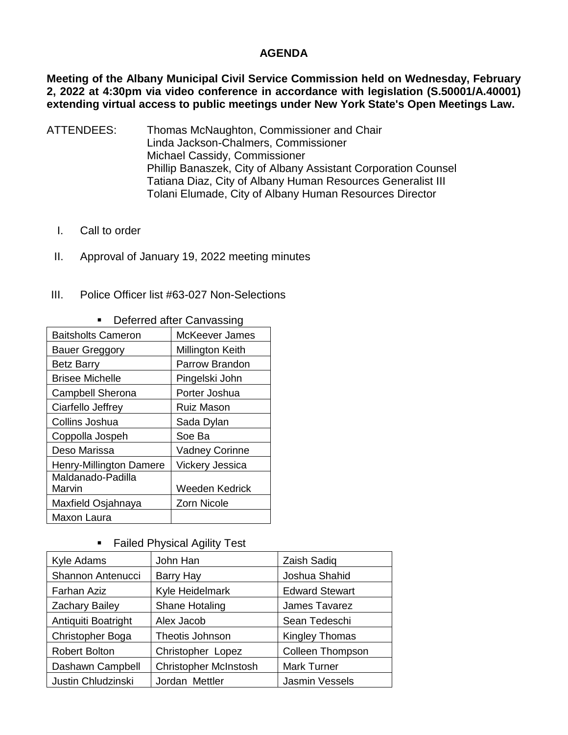# AGENDA

**Meeting of the Albany Municipal Civil Service Commission held on Wednesday, February 2, 2022 at 4:30pm via video conference in accordance with legislation (S.50001/A.40001) extending virtual access to public meetings under New York State's Open Meetings Law.**

ATTENDEES:
Thomas McNaughton, Commissioner and Chair
Linda Jackson-Chalmers, Commissioner
Michael Cassidy, Commissioner
Phillip Banaszek, City of Albany Assistant Corporation Counsel
Tatiana Diaz, City of Albany Human Resources Generalist III
Tolani Elumade, City of Albany Human Resources Director

I. Call to order

II. Approval of January 19, 2022 meeting minutes

III. Police Officer list #63-027 Non-Selections

- Deferred after Canvassing

| | |
|---|---|
| Baitsholts Cameron | McKeever James |
| Bauer Greggory | Millington Keith |
| Betz Barry | Parrow Brandon |
| Brisee Michelle | Pingelski John |
| Campbell Sherona | Porter Joshua |
| Ciarfello Jeffrey | Ruiz Mason |
| Collins Joshua | Sada Dylan |
| Coppolla Jospeh | Soe Ba |
| Deso Marissa | Vadney Corinne |
| Henry-Millington Damere | Vickery Jessica |
| Maldanado-Padilla Marvin | Weeden Kedrick |
| Maxfield Osjahnaya | Zorn Nicole |
| Maxon Laura | |

- Failed Physical Agility Test

| | | |
|---|---|---|
| Kyle Adams | John Han | Zaish Sadiq |
| Shannon Antenucci | Barry Hay | Joshua Shahid |
| Farhan Aziz | Kyle Heidelmark | Edward Stewart |
| Zachary Bailey | Shane Hotaling | James Tavarez |
| Antiquiti Boatright | Alex Jacob | Sean Tedeschi |
| Christopher Boga | Theotis Johnson | Kingley Thomas |
| Robert Bolton | Christopher Lopez | Colleen Thompson |
| Dashawn Campbell | Christopher McInstosh | Mark Turner |
| Justin Chludzinski | Jordan Mettler | Jasmin Vessels |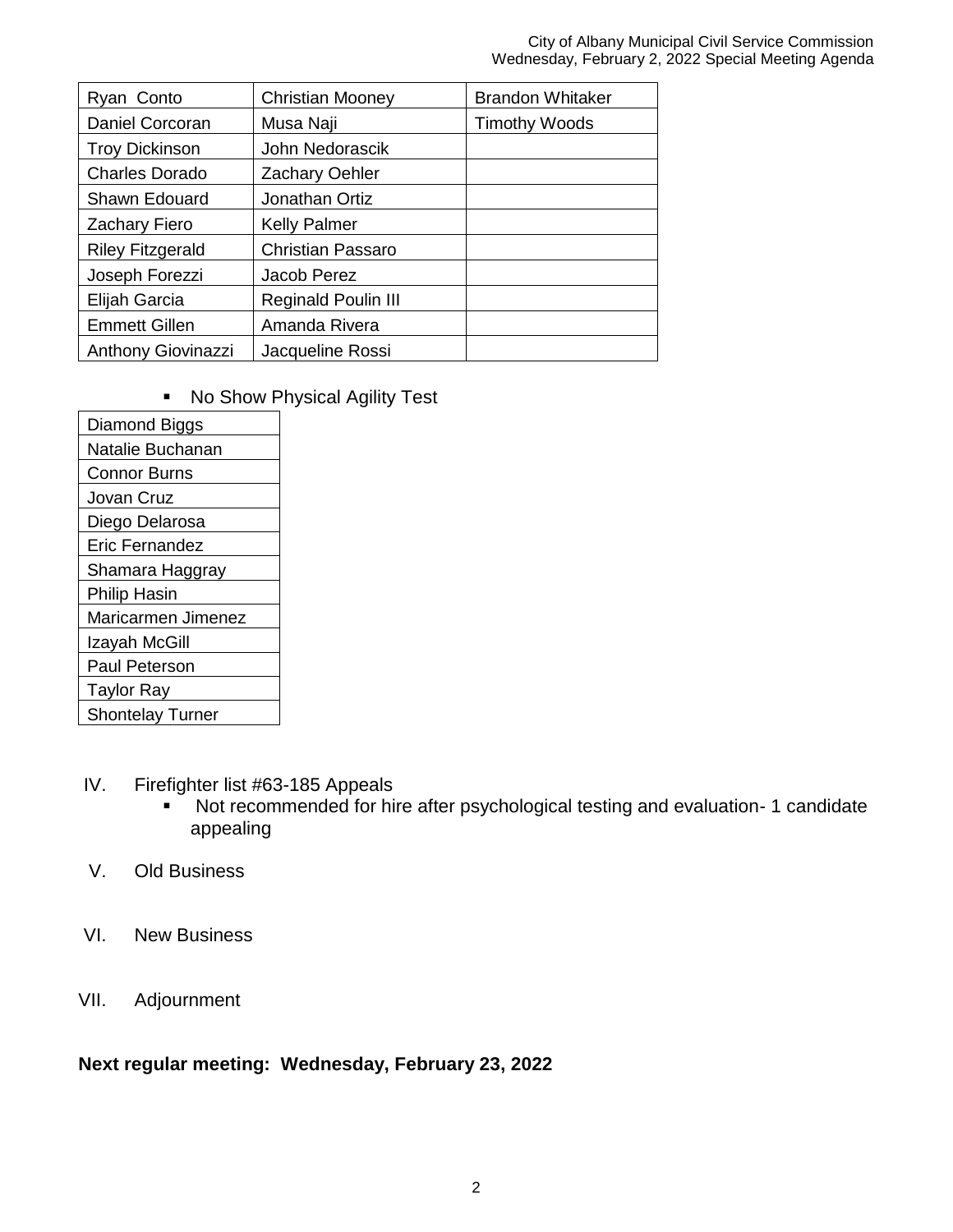| | | |
|---|---|---|
| Ryan Conto | Christian Mooney | Brandon Whitaker |
| Daniel Corcoran | Musa Naji | Timothy Woods |
| Troy Dickinson | John Nedorascik | |
| Charles Dorado | Zachary Oehler | |
| Shawn Edouard | Jonathan Ortiz | |
| Zachary Fiero | Kelly Palmer | |
| Riley Fitzgerald | Christian Passaro | |
| Joseph Forezzi | Jacob Perez | |
| Elijah Garcia | Reginald Poulin III | |
| Emmett Gillen | Amanda Rivera | |
| Anthony Giovinazzi | Jacqueline Rossi | |

- No Show Physical Agility Test

| |
|---|
| Diamond Biggs |
| Natalie Buchanan |
| Connor Burns |
| Jovan Cruz |
| Diego Delarosa |
| Eric Fernandez |
| Shamara Haggray |
| Philip Hasin |
| Maricarmen Jimenez |
| Izayah McGill |
| Paul Peterson |
| Taylor Ray |
| Shontelay Turner |

IV. Firefighter list #63-185 Appeals
- Not recommended for hire after psychological testing and evaluation- 1 candidate appealing

V. Old Business

VI. New Business

VII. Adjournment

**Next regular meeting: Wednesday, February 23, 2022**